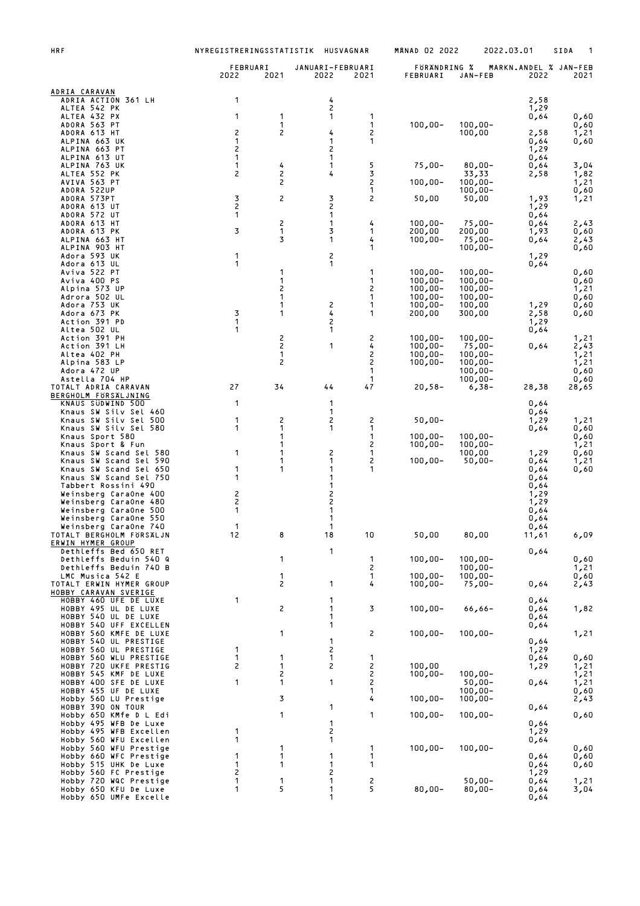HRF NYREGISTRERINGSSTATISTIK HUSVAGNAR MÅNAD 02 2022 2022.03.01

| | FEBRUARI 2022 | FEBRUARI 2021 | JANUARI-FEBRUARI 2022 | JANUARI-FEBRUARI 2021 | FÖRÄNDRING % FEBRUARI | FÖRÄNDRING % JAN-FEB | MARKN.ANDEL % JAN-FEB 2022 | MARKN.ANDEL % JAN-FEB 2021 |
|---|---|---|---|---|---|---|---|---|
| **ADRIA CARAVAN** | | | | | | | | |
| ADRIA ACTION 361 LH | 1 | | 4 | | | | 2,58 | |
| ALTEA 542 PK | | | 2 | | | | 1,29 | |
| ALTEA 432 PX | 1 | 1 | 1 | 1 | | | 0,64 | 0,60 |
| ADORA 563 PT | | 1 | | 1 | 100,00- | 100,00- | | 0,60 |
| ADORA 613 HT | 2 | 2 | 4 | 2 | | 100,00 | 2,58 | 1,21 |
| ALPINA 663 UK | 1 | | 1 | 1 | | | 0,64 | 0,60 |
| ALPINA 663 PT | 2 | | 2 | | | | 1,29 | |
| ALPINA 613 UT | 1 | | 1 | | | | 0,64 | |
| ALPINA 763 UK | 1 | 4 | 1 | 5 | 75,00- | 80,00- | 0,64 | 3,04 |
| ALTEA 552 PK | 2 | 2 | 4 | 3 | | 33,33 | 2,58 | 1,82 |
| AVIVA 563 PT | | 2 | | 2 | 100,00- | 100,00- | | 1,21 |
| ADORA 522UP | | | | 1 | | 100,00- | | 0,60 |
| ADORA 573PT | 3 | 2 | 3 | 2 | 50,00 | 50,00 | 1,93 | 1,21 |
| ADORA 613 UT | 2 | | 2 | | | | 1,29 | |
| ADORA 572 UT | 1 | | 1 | | | | 0,64 | |
| ADORA 613 HT | | 2 | 1 | 4 | 100,00- | 75,00- | 0,64 | 2,43 |
| ADORA 613 PK | 3 | 1 | 3 | 1 | 200,00 | 200,00 | 1,93 | 0,60 |
| ALPINA 663 HT | | 3 | 1 | 4 | 100,00- | 75,00- | 0,64 | 2,43 |
| ALPINA 903 HT | | | | 1 | | 100,00- | | 0,60 |
| Adora 593 UK | 1 | | 2 | | | | 1,29 | |
| Adora 613 UL | 1 | | 1 | | | | 0,64 | |
| Aviva 522 PT | | 1 | | 1 | 100,00- | 100,00- | | 0,60 |
| Aviva 400 PS | | 1 | | 1 | 100,00- | 100,00- | | 0,60 |
| Alpina 573 UP | | 2 | | 2 | 100,00- | 100,00- | | 1,21 |
| Adrora 502 UL | | 1 | | 1 | 100,00- | 100,00- | | 0,60 |
| Adora 753 UK | | 1 | 2 | 1 | 100,00- | 100,00 | 1,29 | 0,60 |
| Adora 673 PK | 3 | 1 | 4 | 1 | 200,00 | 300,00 | 2,58 | 0,60 |
| Action 391 PD | 1 | | 2 | | | | 1,29 | |
| Altea 502 UL | 1 | | 1 | | | | 0,64 | |
| Action 391 PH | | 2 | | 2 | 100,00- | 100,00- | | 1,21 |
| Action 391 LH | | 2 | 1 | 4 | 100,00- | 75,00- | 0,64 | 2,43 |
| Altea 402 PH | | 1 | | 2 | 100,00- | 100,00- | | 1,21 |
| Alpina 583 LP | | 2 | | 2 | 100,00- | 100,00- | | 1,21 |
| Adora 472 UP | | | | 1 | | 100,00- | | 0,60 |
| Astella 704 HP | | | | 1 | | 100,00- | | 0,60 |
| TOTALT ADRIA CARAVAN | 27 | 34 | 44 | 47 | 20,58- | 6,38- | 28,38 | 28,65 |
| **BERGHOLM FÖRSÄLJNING** | | | | | | | | |
| KNAUS SÜDWIND 500 | 1 | | 1 | | | | 0,64 | |
| Knaus SW Silv Sel 460 | | | 1 | | | | 0,64 | |
| Knaus SW Silv Sel 500 | 1 | 2 | 2 | 2 | 50,00- | | 1,29 | 1,21 |
| Knaus SW Silv Sel 580 | 1 | 1 | 1 | 1 | | | 0,64 | 0,60 |
| Knaus Sport 580 | | 1 | | 1 | 100,00- | 100,00- | | 0,60 |
| Knaus Sport & Fun | | 1 | | 2 | 100,00- | 100,00- | | 1,21 |
| Knaus SW Scand Sel 580 | 1 | 1 | 2 | 1 | | 100,00 | 1,29 | 0,60 |
| Knaus SW Scand Sel 590 | | 1 | 1 | 2 | 100,00- | 50,00- | 0,64 | 1,21 |
| Knaus SW Scand Sel 650 | 1 | 1 | 1 | 1 | | | 0,64 | 0,60 |
| Knaus SW Scand Sel 750 | 1 | | 1 | | | | 0,64 | |
| Tabbert Rossini 490 | | | 1 | | | | 0,64 | |
| Weinsberg CaraOne 400 | 2 | | 2 | | | | 1,29 | |
| Weinsberg CaraOne 480 | 2 | | 2 | | | | 1,29 | |
| Weinsberg CaraOne 500 | 1 | | 1 | | | | 0,64 | |
| Weinsberg CaraOne 550 | | | 1 | | | | 0,64 | |
| Weinsberg CaraOne 740 | 1 | | 1 | | | | 0,64 | |
| TOTALT BERGHOLM FÖRSÄLJN | 12 | 8 | 18 | 10 | 50,00 | 80,00 | 11,61 | 6,09 |
| **ERWIN HYMER GROUP** | | | | | | | | |
| Dethleffs Bed 650 RET | | | 1 | | | | 0,64 | |
| Dethleffs Beduin 540 Q | | 1 | | 1 | 100,00- | 100,00- | | 0,60 |
| Dethleffs Beduin 740 B | | | | 2 | | 100,00- | | 1,21 |
| LMC Musica 542 E | | 1 | | 1 | 100,00- | 100,00- | | 0,60 |
| TOTALT ERWIN HYMER GROUP | | 2 | 1 | 4 | 100,00- | 75,00- | 0,64 | 2,43 |
| **HOBBY CARAVAN SVERIGE** | | | | | | | | |
| HOBBY 460 UFE DE LUXE | 1 | | 1 | | | | 0,64 | |
| HOBBY 495 UL DE LUXE | | 2 | 1 | 3 | 100,00- | 66,66- | 0,64 | 1,82 |
| HOBBY 540 UL DE LUXE | | | 1 | | | | 0,64 | |
| HOBBY 540 UFF EXCELLEN | | | 1 | | | | 0,64 | |
| HOBBY 560 KMFE DE LUXE | | 1 | | 2 | 100,00- | 100,00- | | 1,21 |
| HOBBY 540 UL PRESTIGE | | | 1 | | | | 0,64 | |
| HOBBY 560 UL PRESTIGE | 1 | | 2 | | | | 1,29 | |
| HOBBY 560 WLU PRESTIGE | 1 | 1 | 1 | 1 | | | 0,64 | 0,60 |
| HOBBY 720 UKFE PRESTIG | 2 | 1 | 2 | 2 | 100,00 | | 1,29 | 1,21 |
| HOBBY 545 KMF DE LUXE | | 2 | | 2 | 100,00- | 100,00- | | 1,21 |
| HOBBY 400 SFE DE LUXE | 1 | 1 | 1 | 2 | | 50,00- | 0,64 | 1,21 |
| HOBBY 455 UF DE LUXE | | | | 1 | | 100,00- | | 0,60 |
| Hobby 560 LU Prestige | | 3 | | 4 | 100,00- | 100,00- | | 2,43 |
| HOBBY 390 ON TOUR | | | 1 | | | | 0,64 | |
| Hobby 650 KMfe D L Edi | | 1 | | 1 | 100,00- | 100,00- | | 0,60 |
| Hobby 495 WFB De Luxe | | | 1 | | | | 0,64 | |
| Hobby 495 WFB Excellen | 1 | | 2 | | | | 1,29 | |
| Hobby 560 WFU Excellen | 1 | | 1 | | | | 0,64 | |
| Hobby 560 WFU Prestige | | 1 | | 1 | 100,00- | 100,00- | | 0,60 |
| Hobby 660 WFC Prestige | 1 | 1 | 1 | 1 | | | 0,64 | 0,60 |
| Hobby 515 UHK De Luxe | 1 | 1 | 1 | 1 | | | 0,64 | 0,60 |
| Hobby 560 FC Prestige | 2 | | 2 | | | | 1,29 | |
| Hobby 720 WQC Prestige | 1 | 1 | 1 | 2 | | 50,00- | 0,64 | 1,21 |
| Hobby 650 KFU De Luxe | 1 | 5 | 1 | 5 | 80,00- | 80,00- | 0,64 | 3,04 |
| Hobby 650 UMFe Excelle | | | 1 | | | | 0,64 | |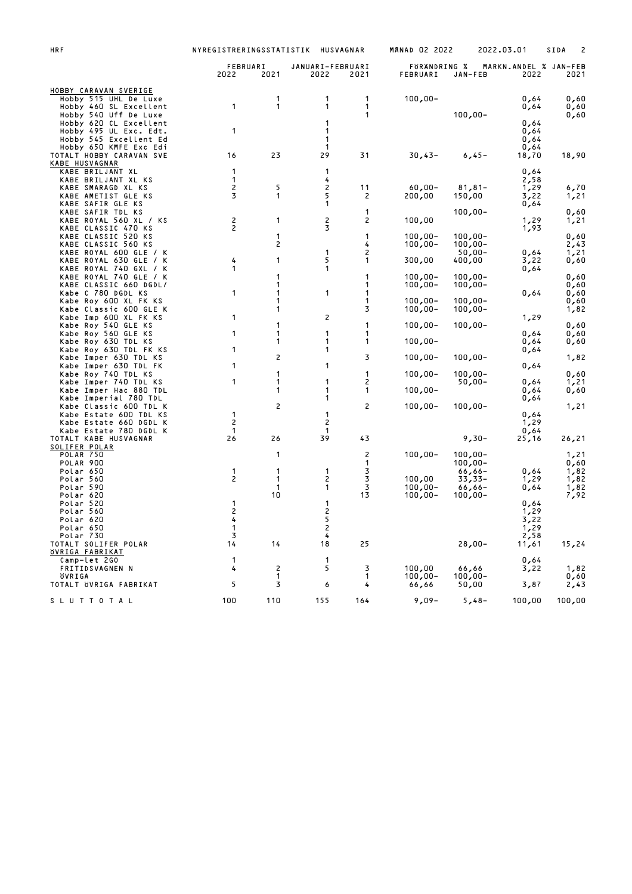| | FEBRUARI | | JANUARI-FEBRUARI | | FÖRÄNDRING % | | MARKN.ANDEL % JAN-FEB | |
|---|---|---|---|---|---|---|---|---|
| | 2022 | 2021 | 2022 | 2021 | FEBRUARI | JAN-FEB | 2022 | 2021 |
| HOBBY CARAVAN SVERIGE | | | | | | | | |
| Hobby 515 UHL De Luxe | | 1 | 1 | 1 | 100,00- | | 0,64 | 0,60 |
| Hobby 460 SL Excellent | 1 | 1 | 1 | 1 | | | 0,64 | 0,60 |
| Hobby 540 Uff De Luxe | | | | 1 | | 100,00- | | 0,60 |
| Hobby 620 CL Excellent | | | 1 | | | | 0,64 | |
| Hobby 495 UL Exc. Edt. | 1 | | 1 | | | | 0,64 | |
| Hobby 545 Excellent Ed | | | 1 | | | | 0,64 | |
| Hobby 650 KMFE Exc Edi | | | 1 | | | | 0,64 | |
| TOTALT HOBBY CARAVAN SVE | 16 | 23 | 29 | 31 | 30,43- | 6,45- | 18,70 | 18,90 |
| KABE HUSVAGNAR | | | | | | | | |
| KABE BRILJANT XL | 1 | | 1 | | | | 0,64 | |
| KABE BRILJANT XL KS | 1 | | 4 | | | | 2,58 | |
| KABE SMARAGD XL KS | 2 | 5 | 2 | 11 | 60,00- | 81,81- | 1,29 | 6,70 |
| KABE AMETIST GLE KS | 3 | 1 | 5 | 2 | 200,00 | 150,00 | 3,22 | 1,21 |
| KABE SAFIR GLE KS | | | 1 | | | | 0,64 | |
| KABE SAFIR TDL KS | | | | 1 | | 100,00- | | 0,60 |
| KABE ROYAL 560 XL / KS | 2 | 1 | 2 | 2 | 100,00 | | 1,29 | 1,21 |
| KABE CLASSIC 470 KS | 2 | | 3 | | | | 1,93 | |
| KABE CLASSIC 520 KS | | 1 | | 1 | 100,00- | 100,00- | | 0,60 |
| KABE CLASSIC 560 KS | | 2 | | 4 | 100,00- | 100,00- | | 2,43 |
| KABE ROYAL 600 GLE / K | | | 1 | 2 | | 50,00- | 0,64 | 1,21 |
| KABE ROYAL 630 GLE / K | 4 | 1 | 5 | 1 | 300,00 | 400,00 | 3,22 | 0,60 |
| KABE ROYAL 740 GXL / K | 1 | | 1 | | | | 0,64 | |
| KABE ROYAL 740 GLE / K | | 1 | | 1 | 100,00- | 100,00- | | 0,60 |
| KABE CLASSIC 660 DGDL/ | | 1 | | 1 | 100,00- | 100,00- | | 0,60 |
| Kabe C 780 DGDL KS | 1 | 1 | 1 | 1 | | | 0,64 | 0,60 |
| Kabe Roy 600 XL FK KS | | 1 | | 1 | 100,00- | 100,00- | | 0,60 |
| Kabe Classic 600 GLE K | | 1 | | 3 | 100,00- | 100,00- | | 1,82 |
| Kabe Imp 600 XL FK KS | 1 | | 2 | | | | 1,29 | |
| Kabe Roy 540 GLE KS | | 1 | | 1 | 100,00- | 100,00- | | 0,60 |
| Kabe Roy 560 GLE KS | 1 | 1 | 1 | 1 | | | 0,64 | 0,60 |
| Kabe Roy 630 TDL KS | | 1 | 1 | 1 | 100,00- | | 0,64 | 0,60 |
| Kabe Roy 630 TDL FK KS | 1 | | 1 | | | | 0,64 | |
| Kabe Imper 630 TDL KS | | 2 | | 3 | 100,00- | 100,00- | | 1,82 |
| Kabe Imper 630 TDL FK | 1 | | 1 | | | | 0,64 | |
| Kabe Roy 740 TDL KS | | 1 | | 1 | 100,00- | 100,00- | | 0,60 |
| Kabe Imper 740 TDL KS | 1 | 1 | 1 | 2 | | 50,00- | 0,64 | 1,21 |
| Kabe Imper Hac 880 TDL | | 1 | 1 | 1 | 100,00- | | 0,64 | 0,60 |
| Kabe Imperial 780 TDL | | | 1 | | | | 0,64 | |
| Kabe Classic 600 TDL K | | 2 | | 2 | 100,00- | 100,00- | | 1,21 |
| Kabe Estate 600 TDL KS | 1 | | 1 | | | | 0,64 | |
| Kabe Estate 660 DGDL K | 2 | | 2 | | | | 1,29 | |
| Kabe Estate 780 DGDL K | 1 | | 1 | | | | 0,64 | |
| TOTALT KABE HUSVAGNAR | 26 | 26 | 39 | 43 | | 9,30- | 25,16 | 26,21 |
| SOLIFER POLAR | | | | | | | | |
| POLAR 750 | | 1 | | 2 | 100,00- | 100,00- | | 1,21 |
| POLAR 900 | | | | 1 | | 100,00- | | 0,60 |
| Polar 650 | 1 | 1 | 1 | 3 | | 66,66- | 0,64 | 1,82 |
| Polar 560 | 2 | 1 | 2 | 3 | 100,00 | 33,33- | 1,29 | 1,82 |
| Polar 590 | | 1 | 1 | 3 | 100,00- | 66,66- | 0,64 | 1,82 |
| Polar 620 | | 10 | | 13 | 100,00- | 100,00- | | 7,92 |
| Polar 520 | 1 | | 1 | | | | 0,64 | |
| Polar 560 | 2 | | 2 | | | | 1,29 | |
| Polar 620 | 4 | | 5 | | | | 3,22 | |
| Polar 650 | 1 | | 2 | | | | 1,29 | |
| Polar 730 | 3 | | 4 | | | | 2,58 | |
| TOTALT SOLIFER POLAR | 14 | 14 | 18 | 25 | | 28,00- | 11,61 | 15,24 |
| ÖVRIGA FABRIKAT | | | | | | | | |
| Camp-let 2GO | 1 | | 1 | | | | 0,64 | |
| FRITIDSVAGNEN N | 4 | 2 | 5 | 3 | 100,00 | 66,66 | 3,22 | 1,82 |
| ÖVRIGA | | 1 | | 1 | 100,00- | 100,00- | | 0,60 |
| TOTALT ÖVRIGA FABRIKAT | 5 | 3 | 6 | 4 | 66,66 | 50,00 | 3,87 | 2,43 |
| S L U T T O T A L | 100 | 110 | 155 | 164 | 9,09- | 5,48- | 100,00 | 100,00 |